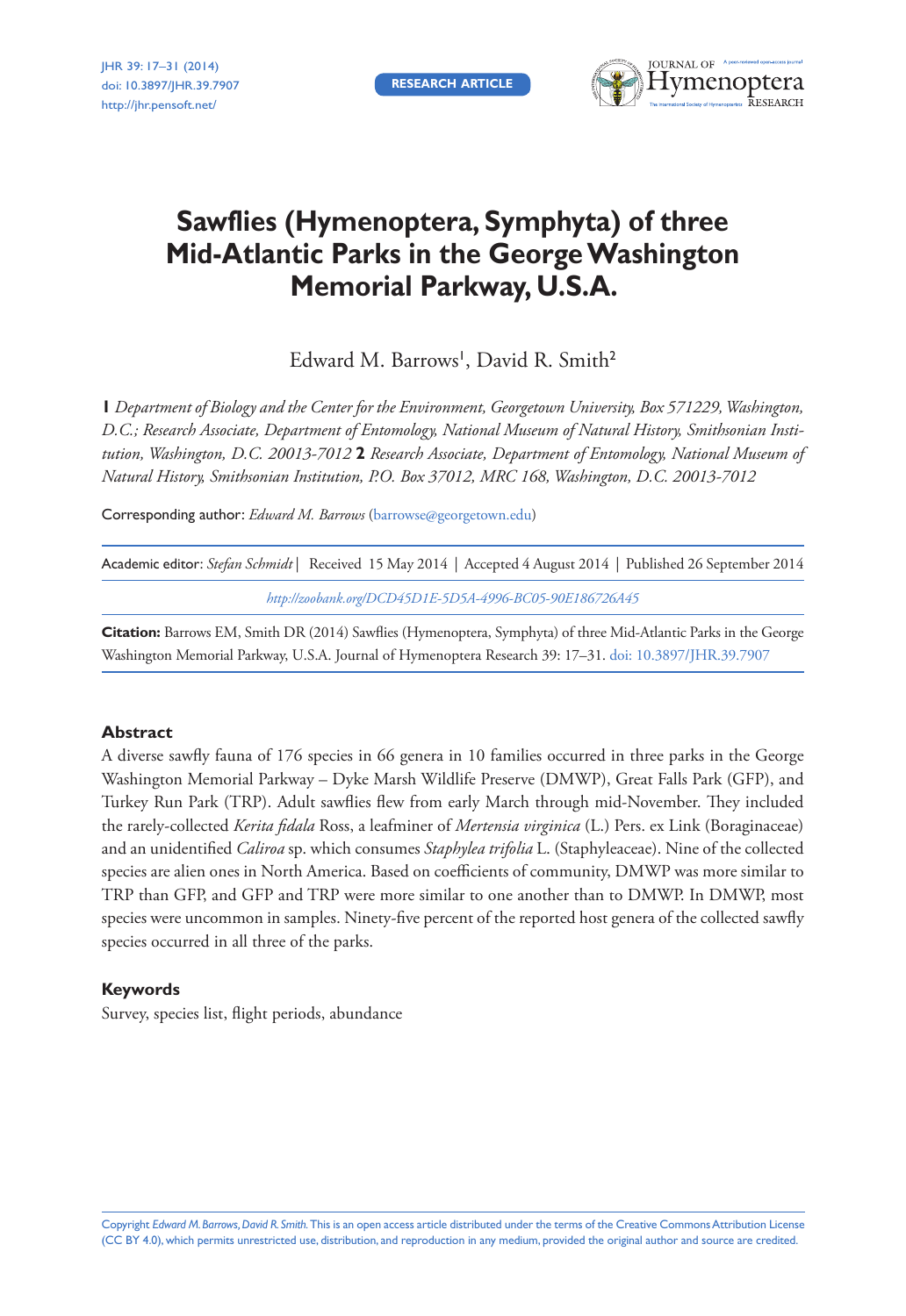# Sawflies (Hymenoptera, Symphyta) of three Mid-Atlantic Parks in the George Washington Memorial Parkway, U.S.A.

Edward M. Barrows[1], David R. Smith[2]

[1] *Department of Biology and the Center for the Environment, Georgetown University, Box 571229, Washington, D.C.; Research Associate, Department of Entomology, National Museum of Natural History, Smithsonian Institution, Washington, D.C. 20013-7012* [2] *Research Associate, Department of Entomology, National Museum of Natural History, Smithsonian Institution, P.O. Box 37012, MRC 168, Washington, D.C. 20013-7012*

Corresponding author: *Edward M. Barrows* (barrowse@georgetown.edu)

Academic editor: *Stefan Schmidt* | Received 15 May 2014 | Accepted 4 August 2014 | Published 26 September 2014

*http://zoobank.org/DCD45D1E-5D5A-4996-BC05-90E186726A45*

**Citation:** Barrows EM, Smith DR (2014) Sawflies (Hymenoptera, Symphyta) of three Mid-Atlantic Parks in the George Washington Memorial Parkway, U.S.A. Journal of Hymenoptera Research 39: 17–31. doi: 10.3897/JHR.39.7907

## Abstract

A diverse sawfly fauna of 176 species in 66 genera in 10 families occurred in three parks in the George Washington Memorial Parkway – Dyke Marsh Wildlife Preserve (DMWP), Great Falls Park (GFP), and Turkey Run Park (TRP). Adult sawflies flew from early March through mid-November. They included the rarely-collected *Kerita fidala* Ross, a leafminer of *Mertensia virginica* (L.) Pers. ex Link (Boraginaceae) and an unidentified *Caliroa* sp. which consumes *Staphylea trifolia* L. (Staphyleaceae). Nine of the collected species are alien ones in North America. Based on coefficients of community, DMWP was more similar to TRP than GFP, and GFP and TRP were more similar to one another than to DMWP. In DMWP, most species were uncommon in samples. Ninety-five percent of the reported host genera of the collected sawfly species occurred in all three of the parks.

## Keywords

Survey, species list, flight periods, abundance

Copyright *Edward M. Barrows, David R. Smith.* This is an open access article distributed under the terms of the Creative Commons Attribution License (CC BY 4.0), which permits unrestricted use, distribution, and reproduction in any medium, provided the original author and source are credited.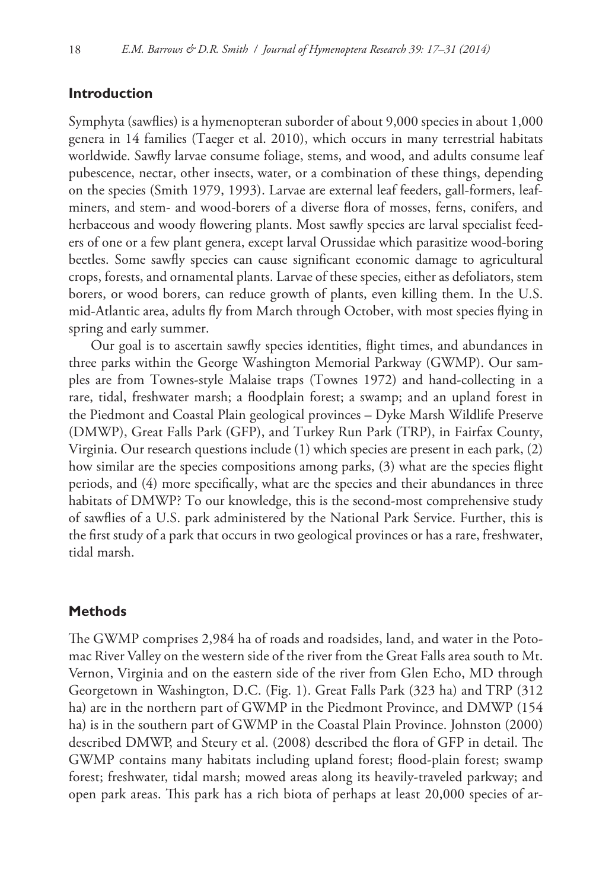## Introduction

Symphyta (sawflies) is a hymenopteran suborder of about 9,000 species in about 1,000 genera in 14 families (Taeger et al. 2010), which occurs in many terrestrial habitats worldwide. Sawfly larvae consume foliage, stems, and wood, and adults consume leaf pubescence, nectar, other insects, water, or a combination of these things, depending on the species (Smith 1979, 1993). Larvae are external leaf feeders, gall-formers, leaf-miners, and stem- and wood-borers of a diverse flora of mosses, ferns, conifers, and herbaceous and woody flowering plants. Most sawfly species are larval specialist feeders of one or a few plant genera, except larval Orussidae which parasitize wood-boring beetles. Some sawfly species can cause significant economic damage to agricultural crops, forests, and ornamental plants. Larvae of these species, either as defoliators, stem borers, or wood borers, can reduce growth of plants, even killing them. In the U.S. mid-Atlantic area, adults fly from March through October, with most species flying in spring and early summer.

Our goal is to ascertain sawfly species identities, flight times, and abundances in three parks within the George Washington Memorial Parkway (GWMP). Our samples are from Townes-style Malaise traps (Townes 1972) and hand-collecting in a rare, tidal, freshwater marsh; a floodplain forest; a swamp; and an upland forest in the Piedmont and Coastal Plain geological provinces – Dyke Marsh Wildlife Preserve (DMWP), Great Falls Park (GFP), and Turkey Run Park (TRP), in Fairfax County, Virginia. Our research questions include (1) which species are present in each park, (2) how similar are the species compositions among parks, (3) what are the species flight periods, and (4) more specifically, what are the species and their abundances in three habitats of DMWP? To our knowledge, this is the second-most comprehensive study of sawflies of a U.S. park administered by the National Park Service. Further, this is the first study of a park that occurs in two geological provinces or has a rare, freshwater, tidal marsh.

## Methods

The GWMP comprises 2,984 ha of roads and roadsides, land, and water in the Potomac River Valley on the western side of the river from the Great Falls area south to Mt. Vernon, Virginia and on the eastern side of the river from Glen Echo, MD through Georgetown in Washington, D.C. (Fig. 1). Great Falls Park (323 ha) and TRP (312 ha) are in the northern part of GWMP in the Piedmont Province, and DMWP (154 ha) is in the southern part of GWMP in the Coastal Plain Province. Johnston (2000) described DMWP, and Steury et al. (2008) described the flora of GFP in detail. The GWMP contains many habitats including upland forest; flood-plain forest; swamp forest; freshwater, tidal marsh; mowed areas along its heavily-traveled parkway; and open park areas. This park has a rich biota of perhaps at least 20,000 species of ar-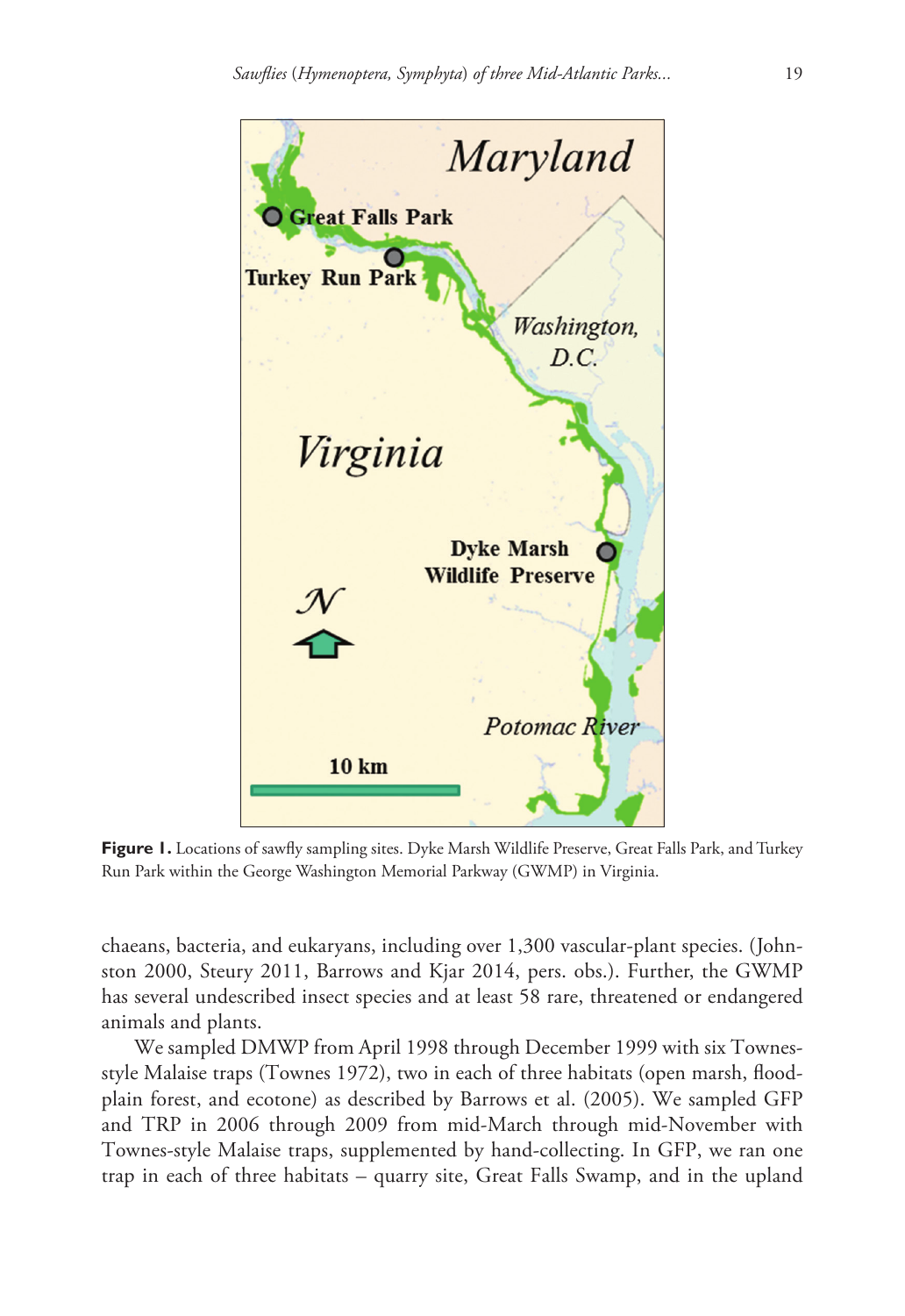Maryland

Great Falls Park

Turkey Run Park

Washington, D.C.

Virginia

Dyke Marsh Wildlife Preserve

N

Potomac River

10 km

**Figure 1.** Locations of sawfly sampling sites. Dyke Marsh Wildlife Preserve, Great Falls Park, and Turkey Run Park within the George Washington Memorial Parkway (GWMP) in Virginia.

chaeans, bacteria, and eukaryans, including over 1,300 vascular-plant species. (Johnston 2000, Steury 2011, Barrows and Kjar 2014, pers. obs.). Further, the GWMP has several undescribed insect species and at least 58 rare, threatened or endangered animals and plants.

We sampled DMWP from April 1998 through December 1999 with six Townes-style Malaise traps (Townes 1972), two in each of three habitats (open marsh, flood-plain forest, and ecotone) as described by Barrows et al. (2005). We sampled GFP and TRP in 2006 through 2009 from mid-March through mid-November with Townes-style Malaise traps, supplemented by hand-collecting. In GFP, we ran one trap in each of three habitats – quarry site, Great Falls Swamp, and in the upland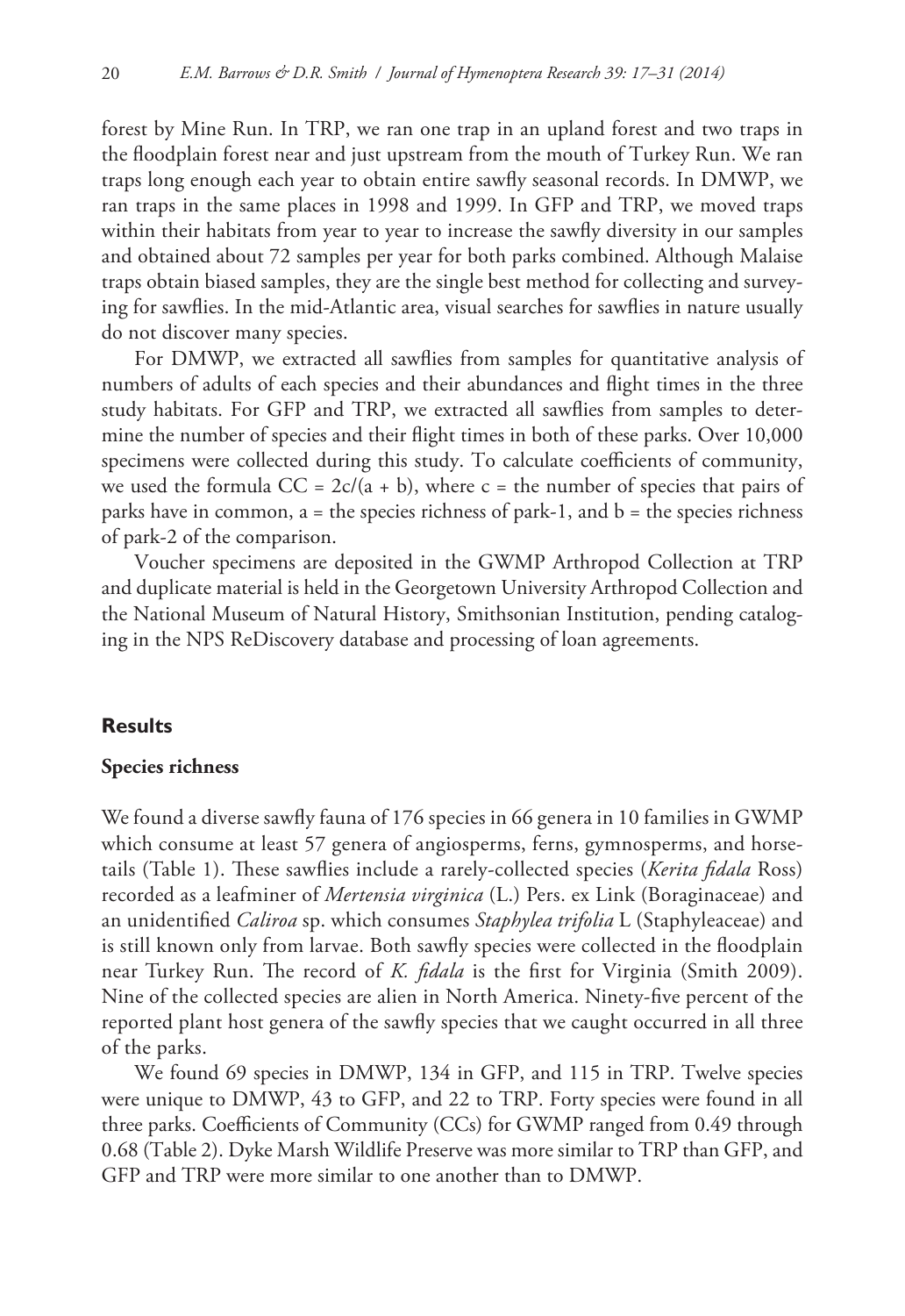forest by Mine Run. In TRP, we ran one trap in an upland forest and two traps in the floodplain forest near and just upstream from the mouth of Turkey Run. We ran traps long enough each year to obtain entire sawfly seasonal records. In DMWP, we ran traps in the same places in 1998 and 1999. In GFP and TRP, we moved traps within their habitats from year to year to increase the sawfly diversity in our samples and obtained about 72 samples per year for both parks combined. Although Malaise traps obtain biased samples, they are the single best method for collecting and surveying for sawflies. In the mid-Atlantic area, visual searches for sawflies in nature usually do not discover many species.

For DMWP, we extracted all sawflies from samples for quantitative analysis of numbers of adults of each species and their abundances and flight times in the three study habitats. For GFP and TRP, we extracted all sawflies from samples to determine the number of species and their flight times in both of these parks. Over 10,000 specimens were collected during this study. To calculate coefficients of community, we used the formula $CC = 2c/(a + b)$, where c = the number of species that pairs of parks have in common, a = the species richness of park-1, and b = the species richness of park-2 of the comparison.

Voucher specimens are deposited in the GWMP Arthropod Collection at TRP and duplicate material is held in the Georgetown University Arthropod Collection and the National Museum of Natural History, Smithsonian Institution, pending cataloging in the NPS ReDiscovery database and processing of loan agreements.

## Results

### Species richness

We found a diverse sawfly fauna of 176 species in 66 genera in 10 families in GWMP which consume at least 57 genera of angiosperms, ferns, gymnosperms, and horsetails (Table 1). These sawflies include a rarely-collected species (*Kerita fidala* Ross) recorded as a leafminer of *Mertensia virginica* (L.) Pers. ex Link (Boraginaceae) and an unidentified *Caliroa* sp. which consumes *Staphylea trifolia* L (Staphyleaceae) and is still known only from larvae. Both sawfly species were collected in the floodplain near Turkey Run. The record of *K. fidala* is the first for Virginia (Smith 2009). Nine of the collected species are alien in North America. Ninety-five percent of the reported plant host genera of the sawfly species that we caught occurred in all three of the parks.

We found 69 species in DMWP, 134 in GFP, and 115 in TRP. Twelve species were unique to DMWP, 43 to GFP, and 22 to TRP. Forty species were found in all three parks. Coefficients of Community (CCs) for GWMP ranged from 0.49 through 0.68 (Table 2). Dyke Marsh Wildlife Preserve was more similar to TRP than GFP, and GFP and TRP were more similar to one another than to DMWP.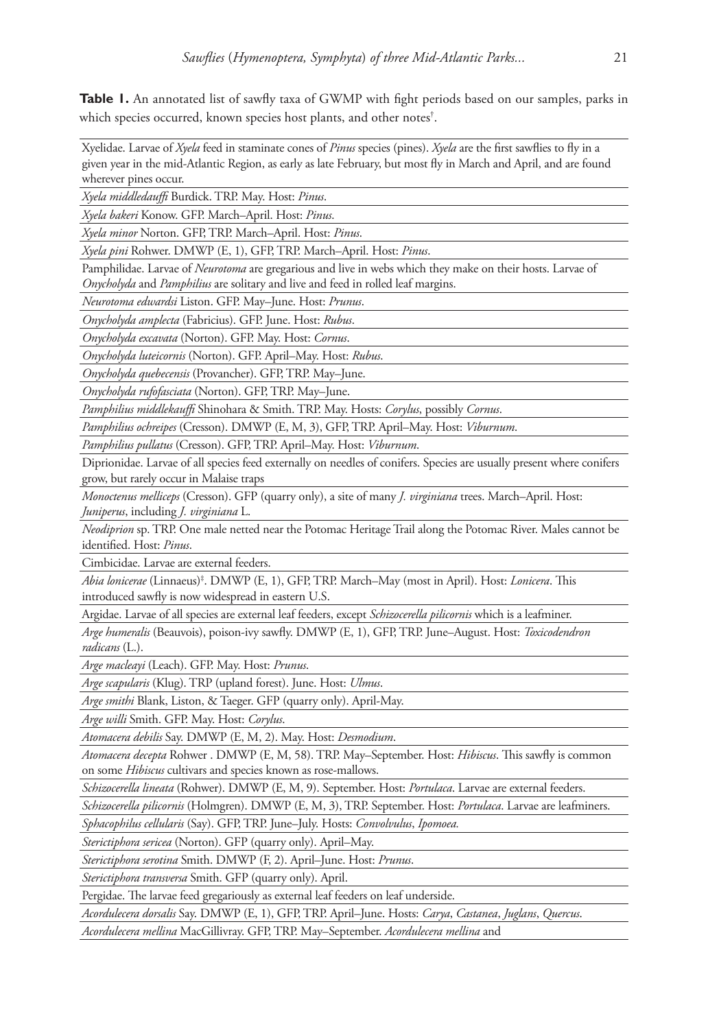**Table 1.** An annotated list of sawfly taxa of GWMP with fight periods based on our samples, parks in which species occurred, known species host plants, and other notes[†].

| |
|---|
| Xyelidae. Larvae of *Xyela* feed in staminate cones of *Pinus* species (pines). *Xyela* are the first sawflies to fly in a given year in the mid-Atlantic Region, as early as late February, but most fly in March and April, and are found wherever pines occur. |
| *Xyela middledauffi* Burdick. TRP. May. Host: *Pinus*. |
| *Xyela bakeri* Konow. GFP. March–April. Host: *Pinus*. |
| *Xyela minor* Norton. GFP, TRP. March–April. Host: *Pinus*. |
| *Xyela pini* Rohwer. DMWP (E, 1), GFP, TRP. March–April. Host: *Pinus*. |
| Pamphilidae. Larvae of *Neurotoma* are gregarious and live in webs which they make on their hosts. Larvae of *Onycholyda* and *Pamphilius* are solitary and live and feed in rolled leaf margins. |
| *Neurotoma edwardsi* Liston. GFP. May–June. Host: *Prunus*. |
| *Onycholyda amplecta* (Fabricius). GFP. June. Host: *Rubus*. |
| *Onycholyda excavata* (Norton). GFP. May. Host: *Cornus*. |
| *Onycholyda luteicornis* (Norton). GFP. April–May. Host: *Rubus*. |
| *Onycholyda quebecensis* (Provancher). GFP, TRP. May–June. |
| *Onycholyda rufofasciata* (Norton). GFP, TRP. May–June. |
| *Pamphilius middlekauffi* Shinohara & Smith. TRP. May. Hosts: *Corylus*, possibly *Cornus*. |
| *Pamphilius ochreipes* (Cresson). DMWP (E, M, 3), GFP, TRP. April–May. Host: *Viburnum*. |
| *Pamphilius pullatus* (Cresson). GFP, TRP. April–May. Host: *Viburnum*. |
| Diprionidae. Larvae of all species feed externally on needles of conifers. Species are usually present where conifers grow, but rarely occur in Malaise traps |
| *Monoctenus melliceps* (Cresson). GFP (quarry only), a site of many *J. virginiana* trees. March–April. Host: *Juniperus*, including *J. virginiana* L. |
| *Neodiprion* sp. TRP. One male netted near the Potomac Heritage Trail along the Potomac River. Males cannot be identified. Host: *Pinus*. |
| Cimbicidae. Larvae are external feeders. |
| *Abia lonicerae* (Linnaeus)[‡]. DMWP (E, 1), GFP, TRP. March–May (most in April). Host: *Lonicera*. This introduced sawfly is now widespread in eastern U.S. |
| Argidae. Larvae of all species are external leaf feeders, except *Schizocerella pilicornis* which is a leafminer. |
| *Arge humeralis* (Beauvois), poison-ivy sawfly. DMWP (E, 1), GFP, TRP. June–August. Host: *Toxicodendron radicans* (L.). |
| *Arge macleayi* (Leach). GFP. May. Host: *Prunus*. |
| *Arge scapularis* (Klug). TRP (upland forest). June. Host: *Ulmus*. |
| *Arge smithi* Blank, Liston, & Taeger. GFP (quarry only). April-May. |
| *Arge willi* Smith. GFP. May. Host: *Corylus*. |
| *Atomacera debilis* Say. DMWP (E, M, 2). May. Host: *Desmodium*. |
| *Atomacera decepta* Rohwer . DMWP (E, M, 58). TRP. May–September. Host: *Hibiscus*. This sawfly is common on some *Hibiscus* cultivars and species known as rose-mallows. |
| *Schizocerella lineata* (Rohwer). DMWP (E, M, 9). September. Host: *Portulaca*. Larvae are external feeders. |
| *Schizocerella pilicornis* (Holmgren). DMWP (E, M, 3), TRP. September. Host: *Portulaca*. Larvae are leafminers. |
| *Sphacophilus cellularis* (Say). GFP, TRP. June–July. Hosts: *Convolvulus*, *Ipomoea*. |
| *Sterictiphora sericea* (Norton). GFP (quarry only). April–May. |
| *Sterictiphora serotina* Smith. DMWP (F, 2). April–June. Host: *Prunus*. |
| *Sterictiphora transversa* Smith. GFP (quarry only). April. |
| Pergidae. The larvae feed gregariously as external leaf feeders on leaf underside. |
| *Acordulecera dorsalis* Say. DMWP (E, 1), GFP, TRP. April–June. Hosts: *Carya*, *Castanea*, *Juglans*, *Quercus*. |
| *Acordulecera mellina* MacGillivray. GFP, TRP. May–September. *Acordulecera mellina* and |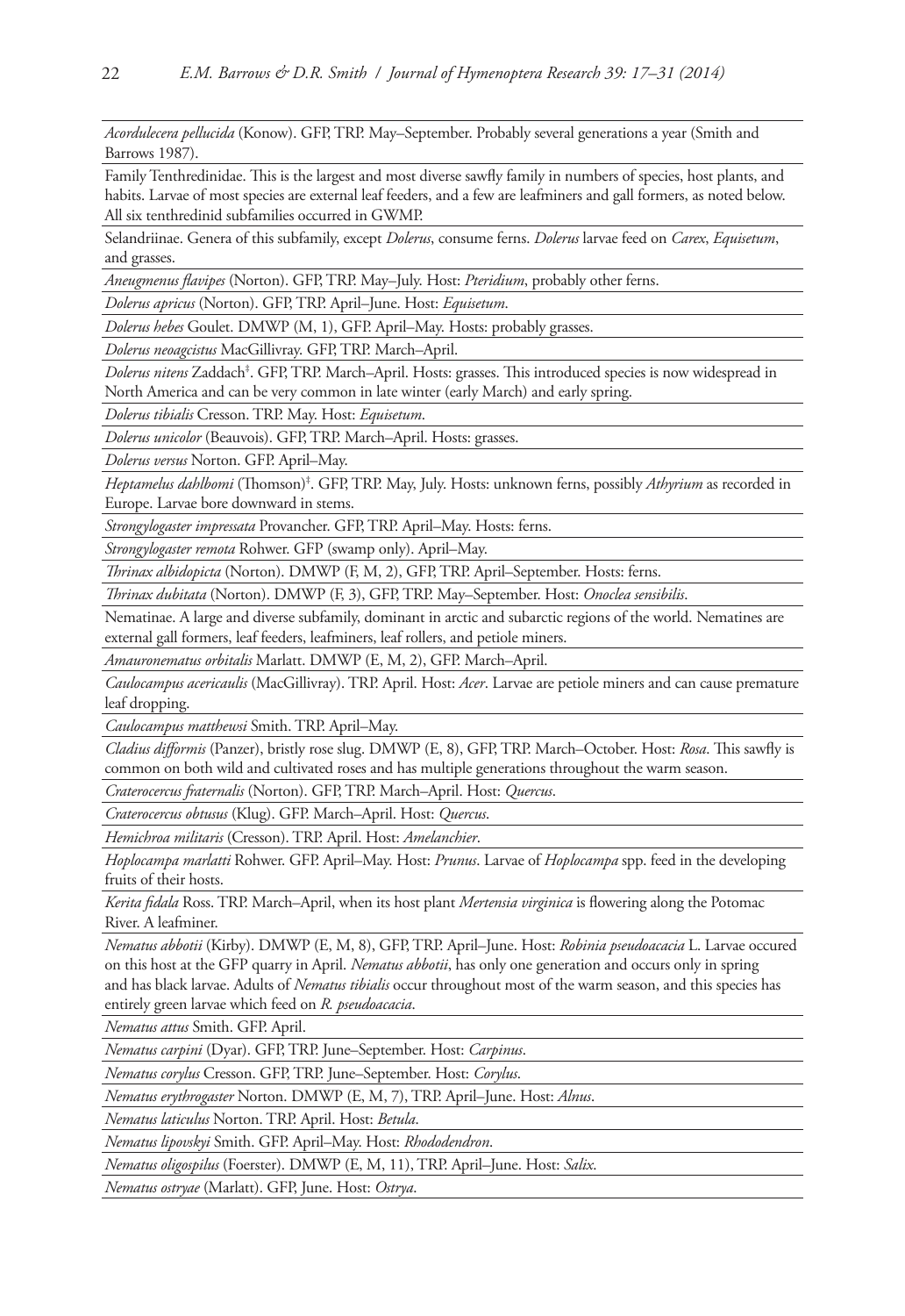*Acordulecera pellucida* (Konow). GFP, TRP. May–September. Probably several generations a year (Smith and Barrows 1987).

Family Tenthredinidae. This is the largest and most diverse sawfly family in numbers of species, host plants, and habits. Larvae of most species are external leaf feeders, and a few are leafminers and gall formers, as noted below. All six tenthredinid subfamilies occurred in GWMP.

Selandriinae. Genera of this subfamily, except *Dolerus*, consume ferns. *Dolerus* larvae feed on *Carex*, *Equisetum*, and grasses.

*Aneugmenus flavipes* (Norton). GFP, TRP. May–July. Host: *Pteridium*, probably other ferns.

*Dolerus apricus* (Norton). GFP, TRP. April–June. Host: *Equisetum*.

*Dolerus hebes* Goulet. DMWP (M, 1), GFP. April–May. Hosts: probably grasses.

*Dolerus neoagcistus* MacGillivray. GFP, TRP. March–April.

*Dolerus nitens* Zaddach‡. GFP, TRP. March–April. Hosts: grasses. This introduced species is now widespread in North America and can be very common in late winter (early March) and early spring.

*Dolerus tibialis* Cresson. TRP. May. Host: *Equisetum*.

*Dolerus unicolor* (Beauvois). GFP, TRP. March–April. Hosts: grasses.

*Dolerus versus* Norton. GFP. April–May.

*Heptamelus dahlbomi* (Thomson)‡. GFP, TRP. May, July. Hosts: unknown ferns, possibly *Athyrium* as recorded in Europe. Larvae bore downward in stems.

*Strongylogaster impressata* Provancher. GFP, TRP. April–May. Hosts: ferns.

*Strongylogaster remota* Rohwer. GFP (swamp only). April–May.

*Thrinax albidopicta* (Norton). DMWP (F, M, 2), GFP, TRP. April–September. Hosts: ferns.

*Thrinax dubitata* (Norton). DMWP (F, 3), GFP, TRP. May–September. Host: *Onoclea sensibilis*.

Nematinae. A large and diverse subfamily, dominant in arctic and subarctic regions of the world. Nematines are external gall formers, leaf feeders, leafminers, leaf rollers, and petiole miners.

*Amauronematus orbitalis* Marlatt. DMWP (E, M, 2), GFP. March–April.

*Caulocampus acericaulis* (MacGillivray). TRP. April. Host: *Acer*. Larvae are petiole miners and can cause premature leaf dropping.

*Caulocampus matthewsi* Smith. TRP. April–May.

*Cladius difformis* (Panzer), bristly rose slug. DMWP (E, 8), GFP, TRP. March–October. Host: *Rosa*. This sawfly is common on both wild and cultivated roses and has multiple generations throughout the warm season.

*Craterocercus fraternalis* (Norton). GFP, TRP. March–April. Host: *Quercus*.

*Craterocercus obtusus* (Klug). GFP. March–April. Host: *Quercus*.

*Hemichroa militaris* (Cresson). TRP. April. Host: *Amelanchier*.

*Hoplocampa marlatti* Rohwer. GFP. April–May. Host: *Prunus*. Larvae of *Hoplocampa* spp. feed in the developing fruits of their hosts.

*Kerita fidala* Ross. TRP. March–April, when its host plant *Mertensia virginica* is flowering along the Potomac River. A leafminer.

*Nematus abbotii* (Kirby). DMWP (E, M, 8), GFP, TRP. April–June. Host: *Robinia pseudoacacia* L. Larvae occured on this host at the GFP quarry in April. *Nematus abbotii*, has only one generation and occurs only in spring and has black larvae. Adults of *Nematus tibialis* occur throughout most of the warm season, and this species has entirely green larvae which feed on *R. pseudoacacia*.

*Nematus attus* Smith. GFP. April.

*Nematus carpini* (Dyar). GFP, TRP. June–September. Host: *Carpinus*.

*Nematus corylus* Cresson. GFP, TRP. June–September. Host: *Corylus*.

*Nematus erythrogaster* Norton. DMWP (E, M, 7), TRP. April–June. Host: *Alnus*.

*Nematus laticulus* Norton. TRP. April. Host: *Betula*.

*Nematus lipovskyi* Smith. GFP. April–May. Host: *Rhododendron*.

*Nematus oligospilus* (Foerster). DMWP (E, M, 11), TRP. April–June. Host: *Salix*.

*Nematus ostryae* (Marlatt). GFP, June. Host: *Ostrya*.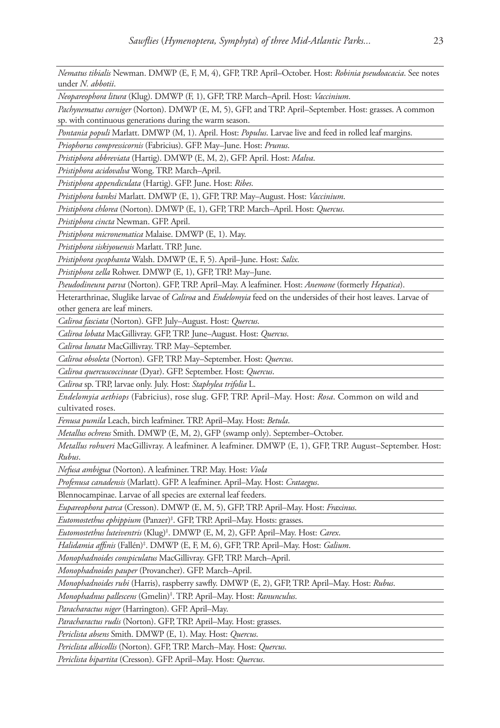*Nematus tibialis* Newman. DMWP (E, F, M, 4), GFP, TRP. April–October. Host: *Robinia pseudoacacia*. See notes under *N. abbotii*.

*Neopareophora litura* (Klug). DMWP (F, 1), GFP, TRP. March–April. Host: *Vaccinium*.

*Pachynematus corniger* (Norton). DMWP (E, M, 5), GFP, and TRP. April–September. Host: grasses. A common sp. with continuous generations during the warm season.

*Pontania populi* Marlatt. DMWP (M, 1). April. Host: *Populus*. Larvae live and feed in rolled leaf margins.

*Priophorus compressicornis* (Fabricius). GFP. May–June. Host: *Prunus*.

*Pristiphora abbreviata* (Hartig). DMWP (E, M, 2), GFP. April. Host: *Malva*.

*Pristiphora acidovalva* Wong. TRP. March–April.

*Pristiphora appendiculata* (Hartig). GFP. June. Host: *Ribes*.

*Pristiphora banksi* Marlatt. DMWP (E, 1), GFP, TRP. May–August. Host: *Vaccinium*.

*Pristiphora chlorea* (Norton). DMWP (E, 1), GFP, TRP. March–April. Host: *Quercus*.

*Pristiphora cincta* Newman. GFP. April.

*Pristiphora micronematica* Malaise. DMWP (E, 1). May.

*Pristiphora siskiyouensis* Marlatt. TRP. June.

*Pristiphora sycophanta* Walsh. DMWP (E, F, 5). April–June. Host: *Salix*.

*Pristiphora zella* Rohwer. DMWP (E, 1), GFP, TRP. May–June.

*Pseudodineura parva* (Norton). GFP, TRP. April–May. A leafminer. Host: *Anemone* (formerly *Hepatica*).

Heterarthrinae, Sluglike larvae of *Caliroa* and *Endelomyia* feed on the undersides of their host leaves. Larvae of other genera are leaf miners.

*Caliroa fasciata* (Norton). GFP. July–August. Host: *Quercus*.

*Caliroa lobata* MacGillivray. GFP, TRP. June–August. Host: *Quercus*.

*Caliroa lunata* MacGillivray. TRP. May–September.

*Caliroa obsoleta* (Norton). GFP, TRP. May–September. Host: *Quercus*.

*Caliroa quercuscoccineae* (Dyar). GFP. September. Host: *Quercus*.

*Caliroa* sp. TRP, larvae only. July. Host: *Staphylea trifolia* L.

*Endelomyia aethiops* (Fabricius), rose slug. GFP, TRP. April–May. Host: *Rosa*. Common on wild and cultivated roses.

*Fenusa pumila* Leach, birch leafminer. TRP. April–May. Host: *Betula*.

*Metallus ochreus* Smith. DMWP (E, M, 2), GFP (swamp only). September–October.

*Metallus rohweri* MacGillivray. A leafminer. A leafminer. DMWP (E, 1), GFP, TRP. August–September. Host: *Rubus*.

*Nefusa ambigua* (Norton). A leafminer. TRP. May. Host: *Viola*

*Profenusa canadensis* (Marlatt). GFP. A leafminer. April–May. Host: *Crataegus*.

Blennocampinae. Larvae of all species are external leaf feeders.

*Eupareophora parca* (Cresson). DMWP (E, M, 5), GFP, TRP. April–May. Host: *Fraxinus*.

*Eutomostethus ephippium* (Panzer)‡. GFP, TRP. April–May. Hosts: grasses.

*Eutomostethus luteiventris* (Klug)‡. DMWP (E, M, 2), GFP. April–May. Host: *Carex*.

*Halidamia affinis* (Fallén)‡. DMWP (E, F, M, 6), GFP, TRP. April–May. Host: *Galium*.

*Monophadnoides conspiculatus* MacGillivray. GFP, TRP. March–April.

*Monophadnoides pauper* (Provancher). GFP. March–April.

*Monophadnoides rubi* (Harris), raspberry sawfly. DMWP (E, 2), GFP, TRP. April–May. Host: *Rubus*.

*Monophadnus pallescens* (Gmelin)‡. TRP. April–May. Host: *Ranunculus*.

*Paracharactus niger* (Harrington). GFP. April–May.

*Paracharactus rudis* (Norton). GFP, TRP. April–May. Host: grasses.

*Periclista absens* Smith. DMWP (E, 1). May. Host: *Quercus*.

*Periclista albicollis* (Norton). GFP, TRP. March–May. Host: *Quercus*.

*Periclista bipartita* (Cresson). GFP. April–May. Host: *Quercus*.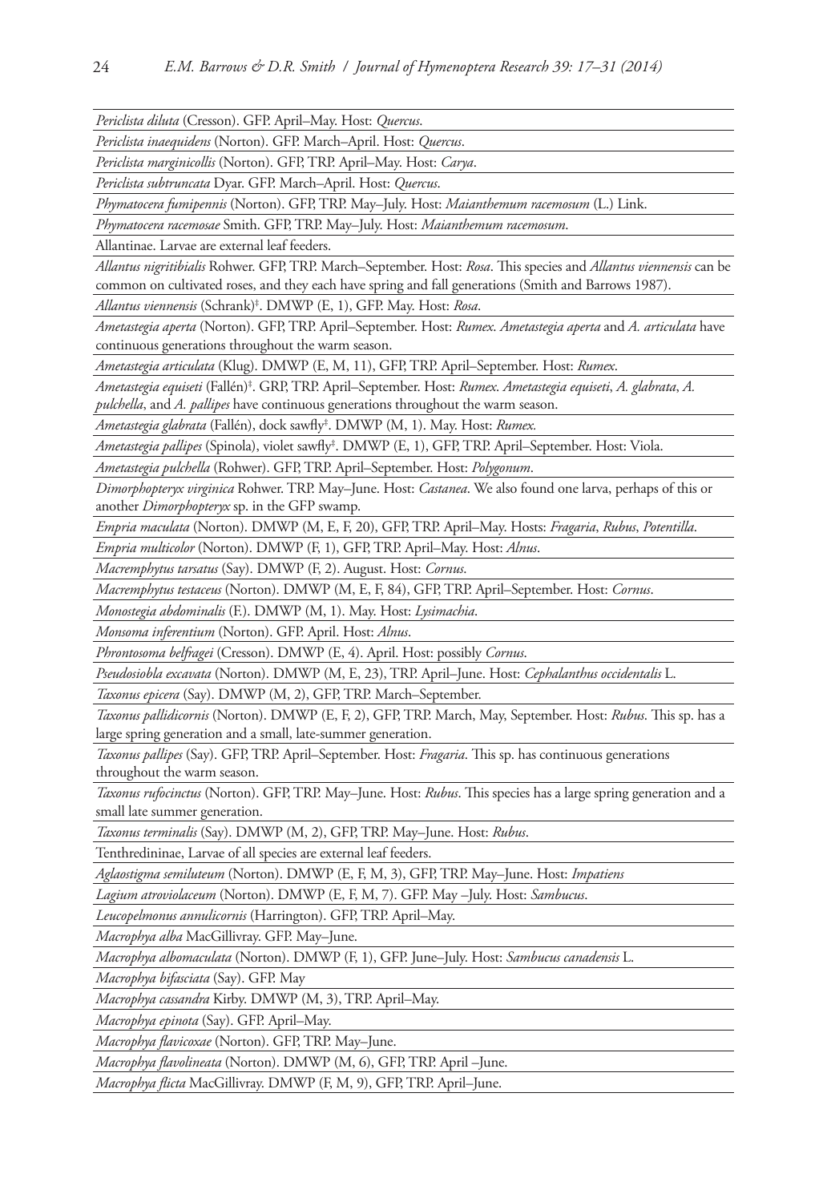*Periclista diluta* (Cresson). GFP. April–May. Host: *Quercus*.

*Periclista inaequidens* (Norton). GFP. March–April. Host: *Quercus*.

*Periclista marginicollis* (Norton). GFP, TRP. April–May. Host: *Carya*.

*Periclista subtruncata* Dyar. GFP. March–April. Host: *Quercus*.

*Phymatocera fumipennis* (Norton). GFP, TRP. May–July. Host: *Maianthemum racemosum* (L.) Link.

*Phymatocera racemosae* Smith. GFP, TRP. May–July. Host: *Maianthemum racemosum*.

Allantinae. Larvae are external leaf feeders.

*Allantus nigritibialis* Rohwer. GFP, TRP. March–September. Host: *Rosa*. This species and *Allantus viennensis* can be common on cultivated roses, and they each have spring and fall generations (Smith and Barrows 1987).

*Allantus viennensis* (Schrank)‡. DMWP (E, 1), GFP. May. Host: *Rosa*.

*Ametastegia aperta* (Norton). GFP, TRP. April–September. Host: *Rumex*. *Ametastegia aperta* and *A. articulata* have continuous generations throughout the warm season.

*Ametastegia articulata* (Klug). DMWP (E, M, 11), GFP, TRP. April–September. Host: *Rumex*.

*Ametastegia equiseti* (Fallén)‡. GRP, TRP. April–September. Host: *Rumex*. *Ametastegia equiseti*, *A. glabrata*, *A. pulchella*, and *A. pallipes* have continuous generations throughout the warm season.

*Ametastegia glabrata* (Fallén), dock sawfly‡. DMWP (M, 1). May. Host: *Rumex*.

*Ametastegia pallipes* (Spinola), violet sawfly‡. DMWP (E, 1), GFP, TRP. April–September. Host: Viola.

*Ametastegia pulchella* (Rohwer). GFP, TRP. April–September. Host: *Polygonum*.

*Dimorphopteryx virginica* Rohwer. TRP. May–June. Host: *Castanea*. We also found one larva, perhaps of this or another *Dimorphopteryx* sp. in the GFP swamp.

*Empria maculata* (Norton). DMWP (M, E, F, 20), GFP, TRP. April–May. Hosts: *Fragaria*, *Rubus*, *Potentilla*.

*Empria multicolor* (Norton). DMWP (F, 1), GFP, TRP. April–May. Host: *Alnus*.

*Macremphytus tarsatus* (Say). DMWP (F, 2). August. Host: *Cornus*.

*Macremphytus testaceus* (Norton). DMWP (M, E, F, 84), GFP, TRP. April–September. Host: *Cornus*.

*Monostegia abdominalis* (F.). DMWP (M, 1). May. Host: *Lysimachia*.

*Monsoma inferentium* (Norton). GFP. April. Host: *Alnus*.

*Phrontosoma belfragei* (Cresson). DMWP (E, 4). April. Host: possibly *Cornus*.

*Pseudosiobla excavata* (Norton). DMWP (M, E, 23), TRP. April–June. Host: *Cephalanthus occidentalis* L.

*Taxonus epicera* (Say). DMWP (M, 2), GFP, TRP. March–September.

*Taxonus pallidicornis* (Norton). DMWP (E, F, 2), GFP, TRP. March, May, September. Host: *Rubus*. This sp. has a large spring generation and a small, late-summer generation.

*Taxonus pallipes* (Say). GFP, TRP. April–September. Host: *Fragaria*. This sp. has continuous generations throughout the warm season.

*Taxonus rufocinctus* (Norton). GFP, TRP. May–June. Host: *Rubus*. This species has a large spring generation and a small late summer generation.

*Taxonus terminalis* (Say). DMWP (M, 2), GFP, TRP. May–June. Host: *Rubus*.

Tenthredininae, Larvae of all species are external leaf feeders.

*Aglaostigma semiluteum* (Norton). DMWP (E, F, M, 3), GFP, TRP. May–June. Host: *Impatiens*

*Lagium atroviolaceum* (Norton). DMWP (E, F, M, 7). GFP. May –July. Host: *Sambucus*.

*Leucopelmonus annulicornis* (Harrington). GFP, TRP. April–May.

*Macrophya alba* MacGillivray. GFP. May–June.

*Macrophya albomaculata* (Norton). DMWP (F, 1), GFP. June–July. Host: *Sambucus canadensis* L.

*Macrophya bifasciata* (Say). GFP. May

*Macrophya cassandra* Kirby. DMWP (M, 3), TRP. April–May.

*Macrophya epinota* (Say). GFP. April–May.

*Macrophya flavicoxae* (Norton). GFP, TRP. May–June.

*Macrophya flavolineata* (Norton). DMWP (M, 6), GFP, TRP. April –June.

*Macrophya flicta* MacGillivray. DMWP (F, M, 9), GFP, TRP. April–June.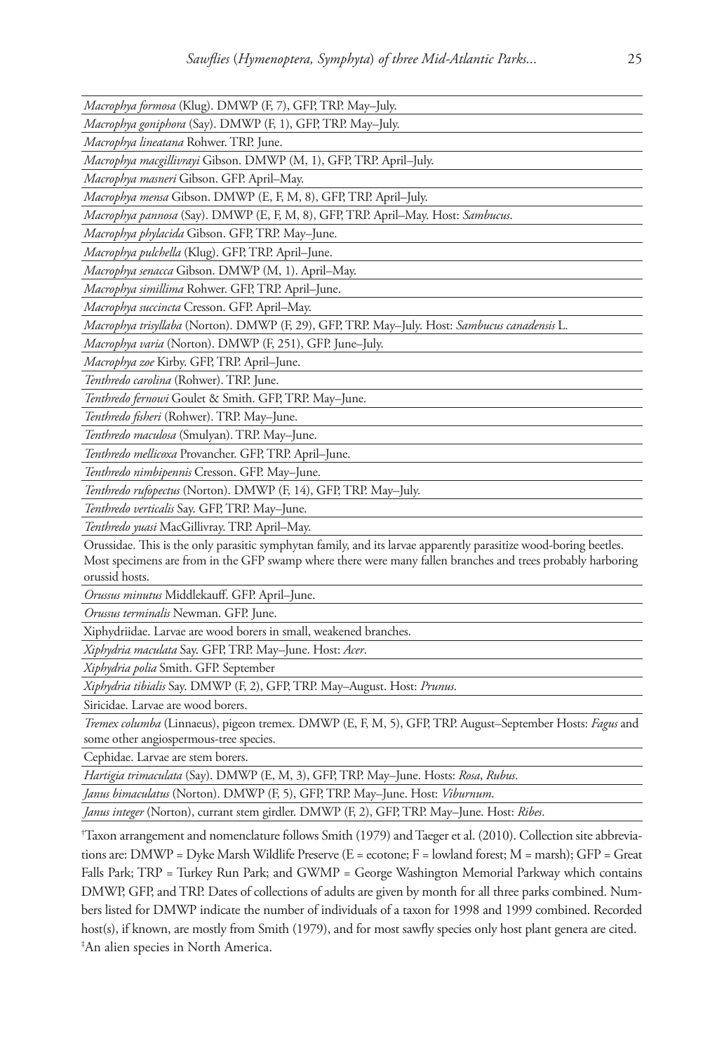| |
|---|
| *Macrophya formosa* (Klug). DMWP (F, 7), GFP, TRP. May–July. |
| *Macrophya goniphora* (Say). DMWP (F, 1), GFP, TRP. May–July. |
| *Macrophya lineatana* Rohwer. TRP. June. |
| *Macrophya macgillivrayi* Gibson. DMWP (M, 1), GFP, TRP. April–July. |
| *Macrophya masneri* Gibson. GFP. April–May. |
| *Macrophya mensa* Gibson. DMWP (E, F, M, 8), GFP, TRP. April–July. |
| *Macrophya pannosa* (Say). DMWP (E, F, M, 8), GFP, TRP. April–May. Host: *Sambucus*. |
| *Macrophya phylacida* Gibson. GFP, TRP. May–June. |
| *Macrophya pulchella* (Klug). GFP, TRP. April–June. |
| *Macrophya senacca* Gibson. DMWP (M, 1). April–May. |
| *Macrophya simillima* Rohwer. GFP, TRP. April–June. |
| *Macrophya succincta* Cresson. GFP. April–May. |
| *Macrophya trisyllaba* (Norton). DMWP (F, 29), GFP, TRP. May–July. Host: *Sambucus canadensis* L. |
| *Macrophya varia* (Norton). DMWP (F, 251), GFP. June–July. |
| *Macrophya zoe* Kirby. GFP, TRP. April–June. |
| *Tenthredo carolina* (Rohwer). TRP. June. |
| *Tenthredo fernowi* Goulet & Smith. GFP, TRP. May–June. |
| *Tenthredo fisheri* (Rohwer). TRP. May–June. |
| *Tenthredo maculosa* (Smulyan). TRP. May–June. |
| *Tenthredo mellicoxa* Provancher. GFP, TRP. April–June. |
| *Tenthredo nimbipennis* Cresson. GFP. May–June. |
| *Tenthredo rufopectus* (Norton). DMWP (F, 14), GFP, TRP. May–July. |
| *Tenthredo verticalis* Say. GFP, TRP. May–June. |
| *Tenthredo yuasi* MacGillivray. TRP. April–May. |
| Orussidae. This is the only parasitic symphytan family, and its larvae apparently parasitize wood-boring beetles. Most specimens are from in the GFP swamp where there were many fallen branches and trees probably harboring orussid hosts. |
| *Orussus minutus* Middlekauff. GFP. April–June. |
| *Orussus terminalis* Newman. GFP. June. |
| Xiphydriidae. Larvae are wood borers in small, weakened branches. |
| *Xiphydria maculata* Say. GFP, TRP. May–June. Host: *Acer*. |
| *Xiphydria polia* Smith. GFP. September |
| *Xiphydria tibialis* Say. DMWP (F, 2), GFP, TRP. May–August. Host: *Prunus*. |
| Siricidae. Larvae are wood borers. |
| *Tremex columba* (Linnaeus), pigeon tremex. DMWP (E, F, M, 5), GFP, TRP. August–September Hosts: *Fagus* and some other angiospermous-tree species. |
| Cephidae. Larvae are stem borers. |
| *Hartigia trimaculata* (Say). DMWP (E, M, 3), GFP, TRP. May–June. Hosts: *Rosa*, *Rubus*. |
| *Janus bimaculatus* (Norton). DMWP (F, 5), GFP, TRP. May–June. Host: *Viburnum*. |
| *Janus integer* (Norton), currant stem girdler. DMWP (F, 2), GFP, TRP. May–June. Host: *Ribes*. |

[†]Taxon arrangement and nomenclature follows Smith (1979) and Taeger et al. (2010). Collection site abbreviations are: DMWP = Dyke Marsh Wildlife Preserve (E = ecotone; F = lowland forest; M = marsh); GFP = Great Falls Park; TRP = Turkey Run Park; and GWMP = George Washington Memorial Parkway which contains DMWP, GFP, and TRP. Dates of collections of adults are given by month for all three parks combined. Numbers listed for DMWP indicate the number of individuals of a taxon for 1998 and 1999 combined. Recorded host(s), if known, are mostly from Smith (1979), and for most sawfly species only host plant genera are cited.
[‡]An alien species in North America.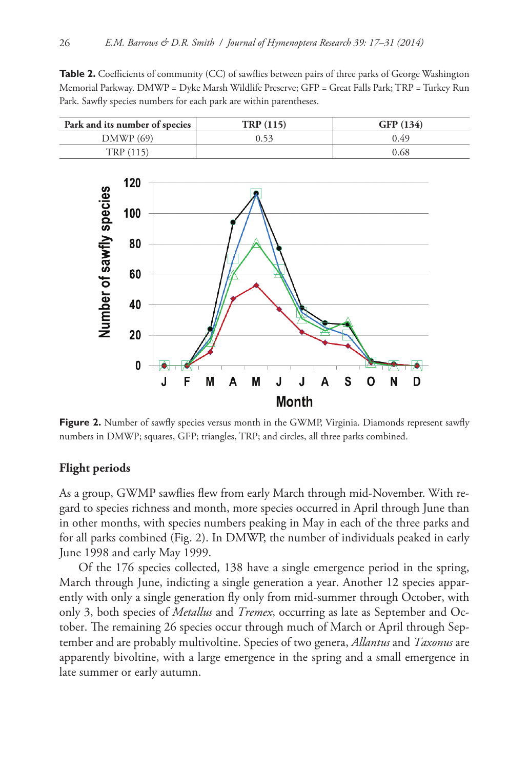**Table 2.** Coefficients of community (CC) of sawflies between pairs of three parks of George Washington Memorial Parkway. DMWP = Dyke Marsh Wildlife Preserve; GFP = Great Falls Park; TRP = Turkey Run Park. Sawfly species numbers for each park are within parentheses.

| Park and its number of species | TRP (115) | GFP (134) |
|---|---|---|
| DMWP (69) | 0.53 | 0.49 |
| TRP (115) | | 0.68 |

120
100
80
60
40
20
0
Number of sawfly species
J F M A M J J A S O N D
Month

**Figure 2.** Number of sawfly species versus month in the GWMP, Virginia. Diamonds represent sawfly numbers in DMWP; squares, GFP; triangles, TRP; and circles, all three parks combined.

### Flight periods

As a group, GWMP sawflies flew from early March through mid-November. With regard to species richness and month, more species occurred in April through June than in other months, with species numbers peaking in May in each of the three parks and for all parks combined (Fig. 2). In DMWP, the number of individuals peaked in early June 1998 and early May 1999.

Of the 176 species collected, 138 have a single emergence period in the spring, March through June, indicting a single generation a year. Another 12 species apparently with only a single generation fly only from mid-summer through October, with only 3, both species of *Metallus* and *Tremex*, occurring as late as September and October. The remaining 26 species occur through much of March or April through September and are probably multivoltine. Species of two genera, *Allantus* and *Taxonus* are apparently bivoltine, with a large emergence in the spring and a small emergence in late summer or early autumn.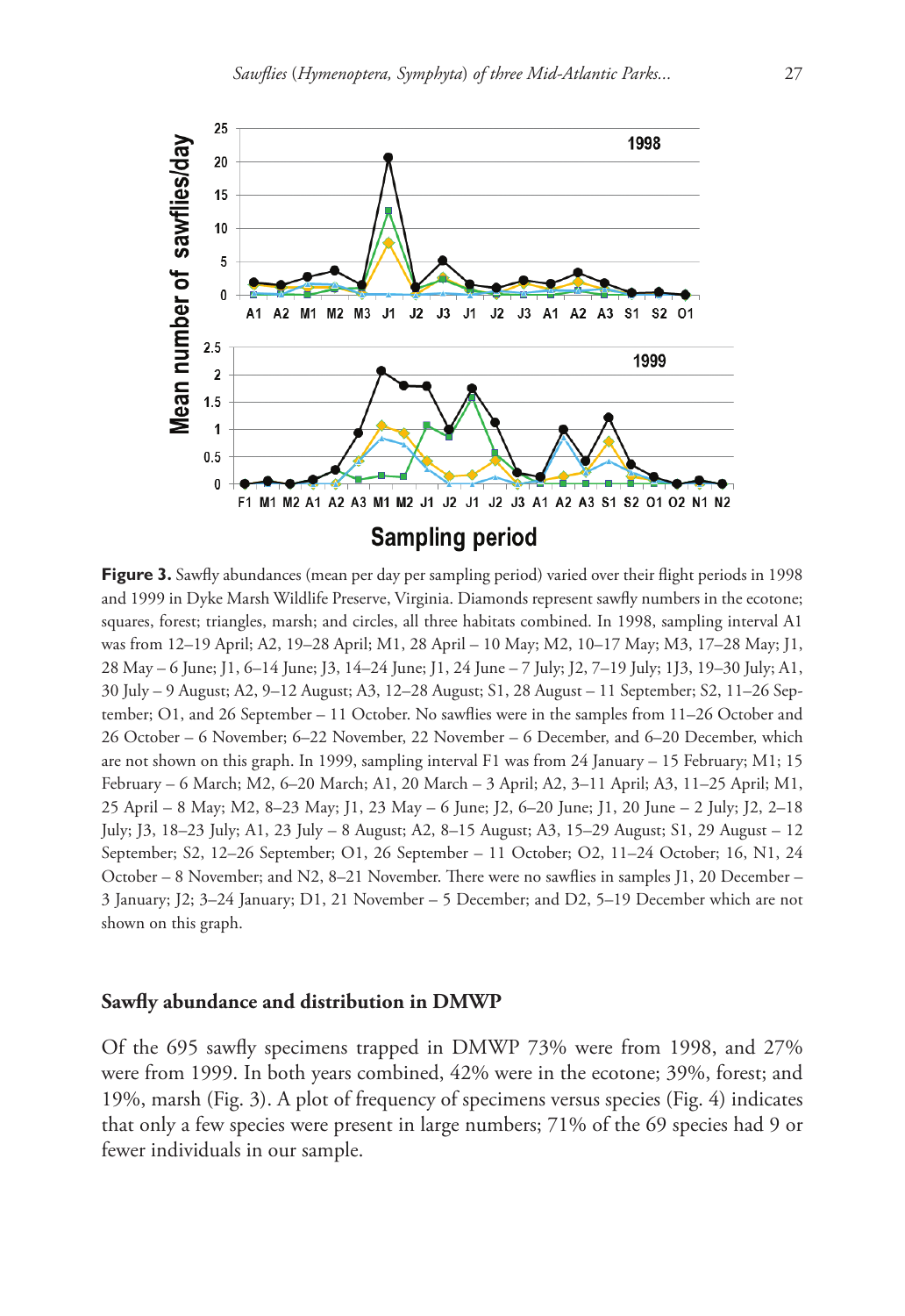Mean number of sawflies/day

1998

25
20
15
10
5
0

A1 A2 M1 M2 M3 J1 J2 J3 J1 J2 J3 A1 A2 A3 S1 S2 O1

1999

2.5
2
1.5
1
0.5
0

F1 M1 M2 A1 A2 A3 M1 M2 J1 J2 J1 J2 J3 A1 A2 A3 S1 S2 O1 O2 N1 N2

Sampling period

**Figure 3.** Sawfly abundances (mean per day per sampling period) varied over their flight periods in 1998 and 1999 in Dyke Marsh Wildlife Preserve, Virginia. Diamonds represent sawfly numbers in the ecotone; squares, forest; triangles, marsh; and circles, all three habitats combined. In 1998, sampling interval A1 was from 12–19 April; A2, 19–28 April; M1, 28 April – 10 May; M2, 10–17 May; M3, 17–28 May; J1, 28 May – 6 June; J1, 6–14 June; J3, 14–24 June; J1, 24 June – 7 July; J2, 7–19 July; 1J3, 19–30 July; A1, 30 July – 9 August; A2, 9–12 August; A3, 12–28 August; S1, 28 August – 11 September; S2, 11–26 September; O1, and 26 September – 11 October. No sawflies were in the samples from 11–26 October and 26 October – 6 November; 6–22 November, 22 November – 6 December, and 6–20 December, which are not shown on this graph. In 1999, sampling interval F1 was from 24 January – 15 February; M1; 15 February – 6 March; M2, 6–20 March; A1, 20 March – 3 April; A2, 3–11 April; A3, 11–25 April; M1, 25 April – 8 May; M2, 8–23 May; J1, 23 May – 6 June; J2, 6–20 June; J1, 20 June – 2 July; J2, 2–18 July; J3, 18–23 July; A1, 23 July – 8 August; A2, 8–15 August; A3, 15–29 August; S1, 29 August – 12 September; S2, 12–26 September; O1, 26 September – 11 October; O2, 11–24 October; 16, N1, 24 October – 8 November; and N2, 8–21 November. There were no sawflies in samples J1, 20 December – 3 January; J2; 3–24 January; D1, 21 November – 5 December; and D2, 5–19 December which are not shown on this graph.

### Sawfly abundance and distribution in DMWP

Of the 695 sawfly specimens trapped in DMWP 73% were from 1998, and 27% were from 1999. In both years combined, 42% were in the ecotone; 39%, forest; and 19%, marsh (Fig. 3). A plot of frequency of specimens versus species (Fig. 4) indicates that only a few species were present in large numbers; 71% of the 69 species had 9 or fewer individuals in our sample.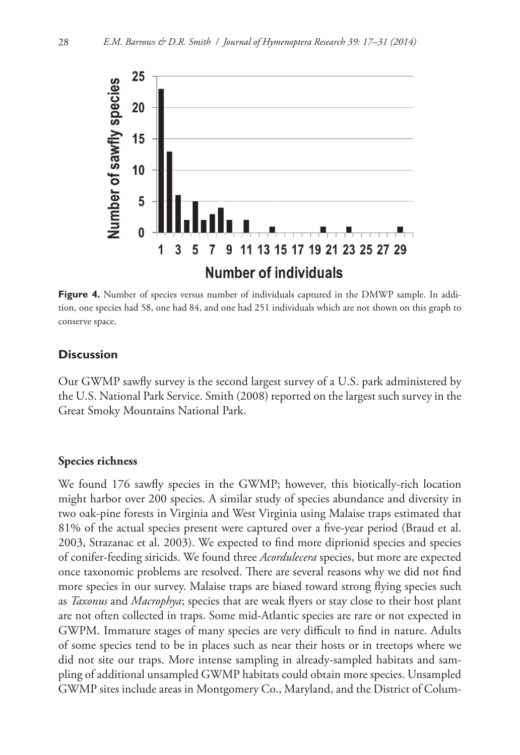Number of sawfly species

25
20
15
10
5
0

1 3 5 7 9 11 13 15 17 19 21 23 25 27 29

Number of individuals

**Figure 4.** Number of species versus number of individuals captured in the DMWP sample. In addition, one species had 58, one had 84, and one had 251 individuals which are not shown on this graph to conserve space.

## Discussion

Our GWMP sawfly survey is the second largest survey of a U.S. park administered by the U.S. National Park Service. Smith (2008) reported on the largest such survey in the Great Smoky Mountains National Park.

### Species richness

We found 176 sawfly species in the GWMP; however, this biotically-rich location might harbor over 200 species. A similar study of species abundance and diversity in two oak-pine forests in Virginia and West Virginia using Malaise traps estimated that 81% of the actual species present were captured over a five-year period (Braud et al. 2003, Strazanac et al. 2003). We expected to find more diprionid species and species of conifer-feeding siricids. We found three *Acordulecera* species, but more are expected once taxonomic problems are resolved. There are several reasons why we did not find more species in our survey. Malaise traps are biased toward strong flying species such as *Taxonus* and *Macrophya*; species that are weak flyers or stay close to their host plant are not often collected in traps. Some mid-Atlantic species are rare or not expected in GWPM. Immature stages of many species are very difficult to find in nature. Adults of some species tend to be in places such as near their hosts or in treetops where we did not site our traps. More intense sampling in already-sampled habitats and sampling of additional unsampled GWMP habitats could obtain more species. Unsampled GWMP sites include areas in Montgomery Co., Maryland, and the District of Colum-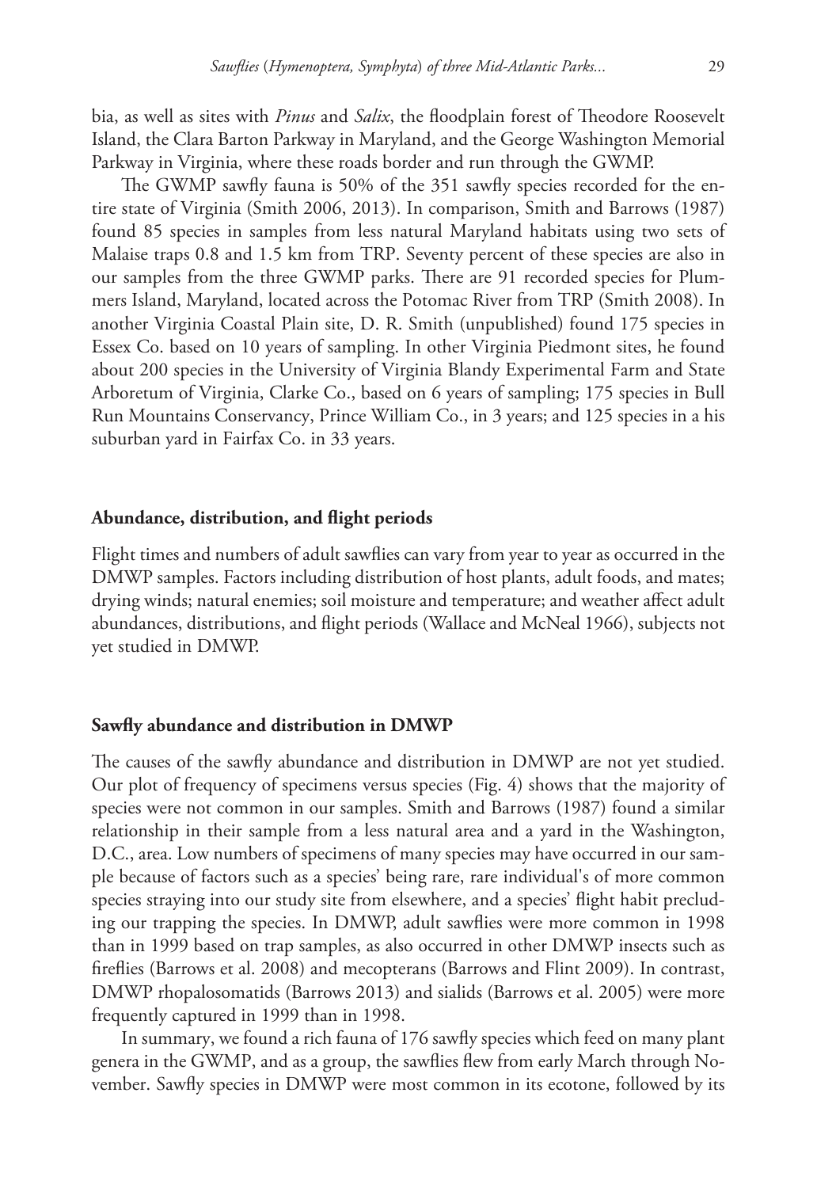bia, as well as sites with *Pinus* and *Salix*, the floodplain forest of Theodore Roosevelt Island, the Clara Barton Parkway in Maryland, and the George Washington Memorial Parkway in Virginia, where these roads border and run through the GWMP.

The GWMP sawfly fauna is 50% of the 351 sawfly species recorded for the entire state of Virginia (Smith 2006, 2013). In comparison, Smith and Barrows (1987) found 85 species in samples from less natural Maryland habitats using two sets of Malaise traps 0.8 and 1.5 km from TRP. Seventy percent of these species are also in our samples from the three GWMP parks. There are 91 recorded species for Plummers Island, Maryland, located across the Potomac River from TRP (Smith 2008). In another Virginia Coastal Plain site, D. R. Smith (unpublished) found 175 species in Essex Co. based on 10 years of sampling. In other Virginia Piedmont sites, he found about 200 species in the University of Virginia Blandy Experimental Farm and State Arboretum of Virginia, Clarke Co., based on 6 years of sampling; 175 species in Bull Run Mountains Conservancy, Prince William Co., in 3 years; and 125 species in a his suburban yard in Fairfax Co. in 33 years.

### Abundance, distribution, and flight periods

Flight times and numbers of adult sawflies can vary from year to year as occurred in the DMWP samples. Factors including distribution of host plants, adult foods, and mates; drying winds; natural enemies; soil moisture and temperature; and weather affect adult abundances, distributions, and flight periods (Wallace and McNeal 1966), subjects not yet studied in DMWP.

### Sawfly abundance and distribution in DMWP

The causes of the sawfly abundance and distribution in DMWP are not yet studied. Our plot of frequency of specimens versus species (Fig. 4) shows that the majority of species were not common in our samples. Smith and Barrows (1987) found a similar relationship in their sample from a less natural area and a yard in the Washington, D.C., area. Low numbers of specimens of many species may have occurred in our sample because of factors such as a species' being rare, rare individual's of more common species straying into our study site from elsewhere, and a species' flight habit precluding our trapping the species. In DMWP, adult sawflies were more common in 1998 than in 1999 based on trap samples, as also occurred in other DMWP insects such as fireflies (Barrows et al. 2008) and mecopterans (Barrows and Flint 2009). In contrast, DMWP rhopalosomatids (Barrows 2013) and sialids (Barrows et al. 2005) were more frequently captured in 1999 than in 1998.

In summary, we found a rich fauna of 176 sawfly species which feed on many plant genera in the GWMP, and as a group, the sawflies flew from early March through November. Sawfly species in DMWP were most common in its ecotone, followed by its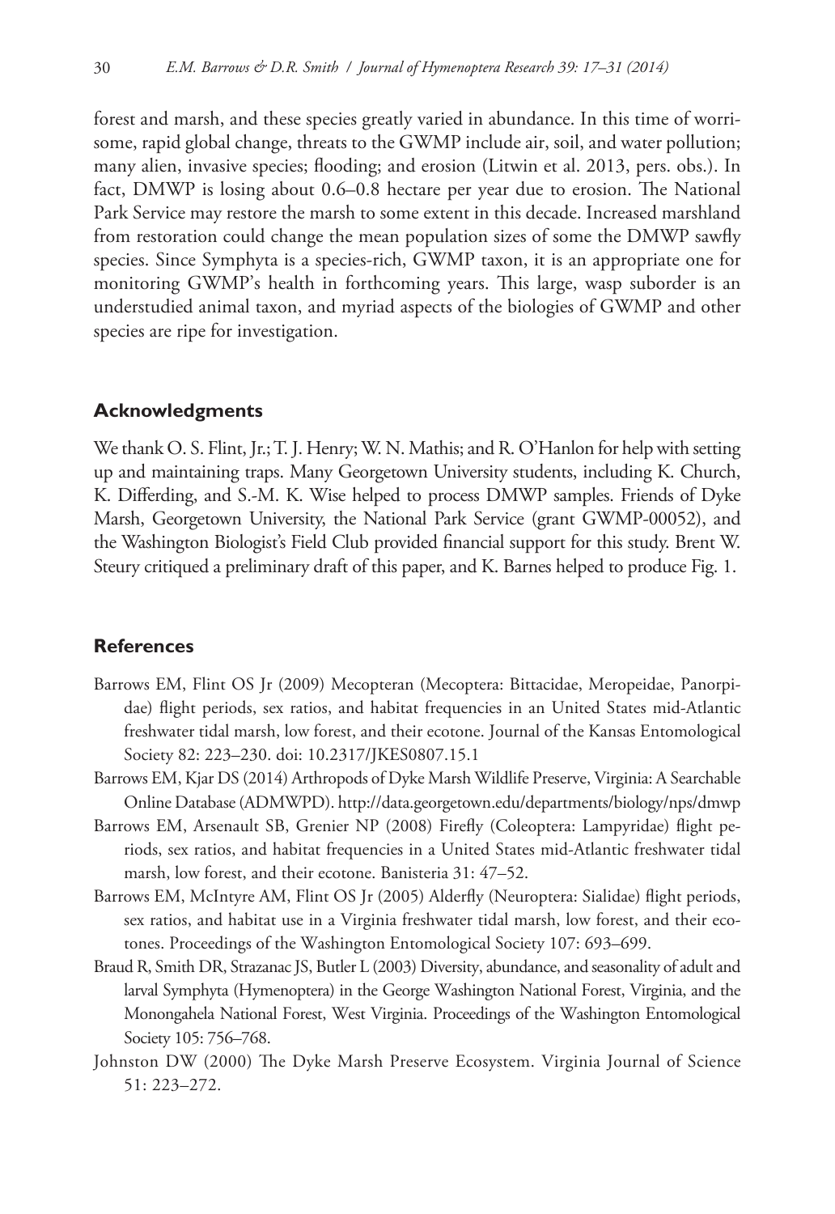forest and marsh, and these species greatly varied in abundance. In this time of worrisome, rapid global change, threats to the GWMP include air, soil, and water pollution; many alien, invasive species; flooding; and erosion (Litwin et al. 2013, pers. obs.). In fact, DMWP is losing about 0.6–0.8 hectare per year due to erosion. The National Park Service may restore the marsh to some extent in this decade. Increased marshland from restoration could change the mean population sizes of some the DMWP sawfly species. Since Symphyta is a species-rich, GWMP taxon, it is an appropriate one for monitoring GWMP's health in forthcoming years. This large, wasp suborder is an understudied animal taxon, and myriad aspects of the biologies of GWMP and other species are ripe for investigation.

## Acknowledgments

We thank O. S. Flint, Jr.; T. J. Henry; W. N. Mathis; and R. O'Hanlon for help with setting up and maintaining traps. Many Georgetown University students, including K. Church, K. Differding, and S.-M. K. Wise helped to process DMWP samples. Friends of Dyke Marsh, Georgetown University, the National Park Service (grant GWMP-00052), and the Washington Biologist's Field Club provided financial support for this study. Brent W. Steury critiqued a preliminary draft of this paper, and K. Barnes helped to produce Fig. 1.

## References

Barrows EM, Flint OS Jr (2009) Mecopteran (Mecoptera: Bittacidae, Meropeidae, Panorpidae) flight periods, sex ratios, and habitat frequencies in an United States mid-Atlantic freshwater tidal marsh, low forest, and their ecotone. Journal of the Kansas Entomological Society 82: 223–230. doi: 10.2317/JKES0807.15.1

Barrows EM, Kjar DS (2014) Arthropods of Dyke Marsh Wildlife Preserve, Virginia: A Searchable Online Database (ADMWPD). http://data.georgetown.edu/departments/biology/nps/dmwp

Barrows EM, Arsenault SB, Grenier NP (2008) Firefly (Coleoptera: Lampyridae) flight periods, sex ratios, and habitat frequencies in a United States mid-Atlantic freshwater tidal marsh, low forest, and their ecotone. Banisteria 31: 47–52.

Barrows EM, McIntyre AM, Flint OS Jr (2005) Alderfly (Neuroptera: Sialidae) flight periods, sex ratios, and habitat use in a Virginia freshwater tidal marsh, low forest, and their ecotones. Proceedings of the Washington Entomological Society 107: 693–699.

Braud R, Smith DR, Strazanac JS, Butler L (2003) Diversity, abundance, and seasonality of adult and larval Symphyta (Hymenoptera) in the George Washington National Forest, Virginia, and the Monongahela National Forest, West Virginia. Proceedings of the Washington Entomological Society 105: 756–768.

Johnston DW (2000) The Dyke Marsh Preserve Ecosystem. Virginia Journal of Science 51: 223–272.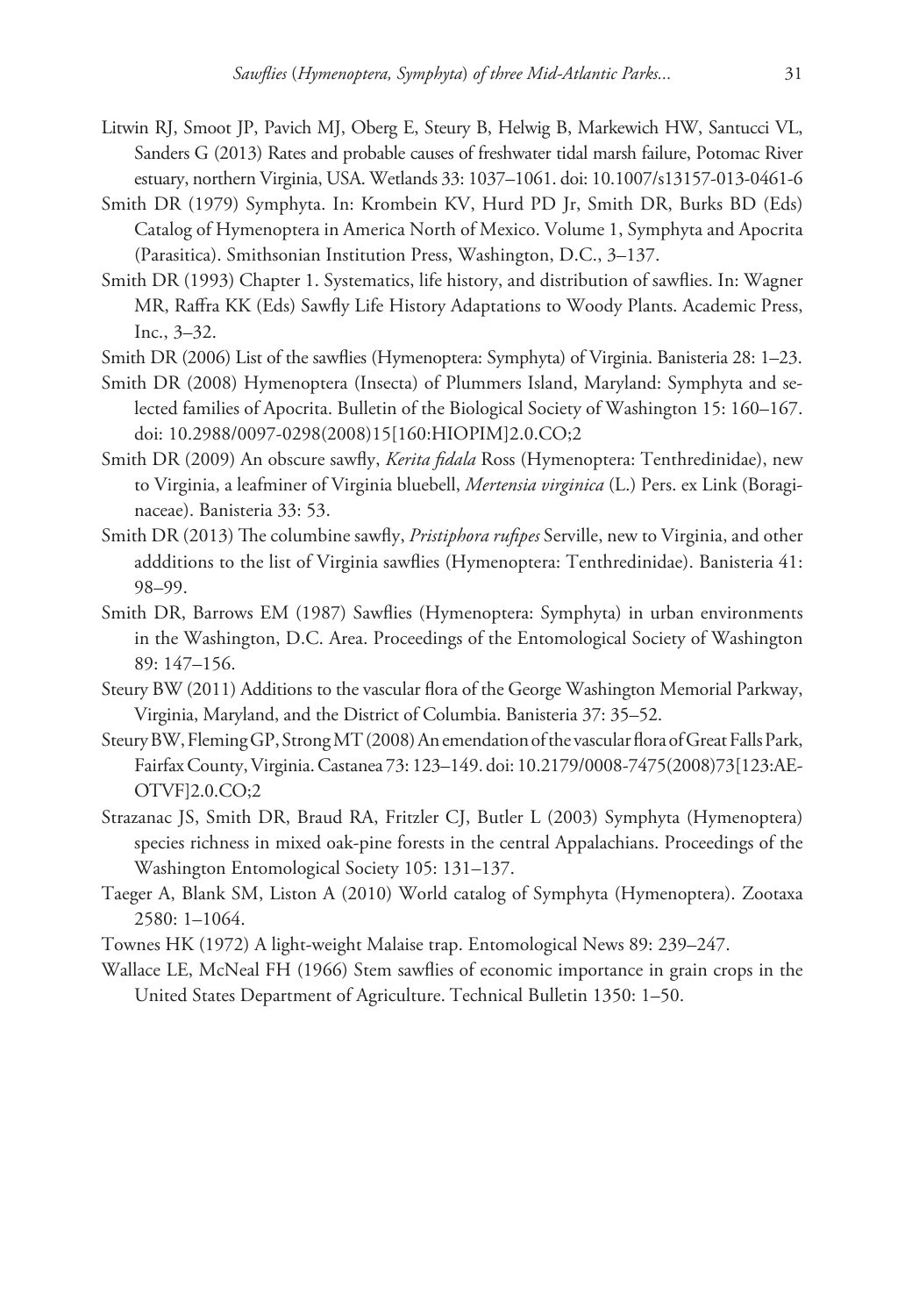Litwin RJ, Smoot JP, Pavich MJ, Oberg E, Steury B, Helwig B, Markewich HW, Santucci VL, Sanders G (2013) Rates and probable causes of freshwater tidal marsh failure, Potomac River estuary, northern Virginia, USA. Wetlands 33: 1037–1061. doi: 10.1007/s13157-013-0461-6

Smith DR (1979) Symphyta. In: Krombein KV, Hurd PD Jr, Smith DR, Burks BD (Eds) Catalog of Hymenoptera in America North of Mexico. Volume 1, Symphyta and Apocrita (Parasitica). Smithsonian Institution Press, Washington, D.C., 3–137.

Smith DR (1993) Chapter 1. Systematics, life history, and distribution of sawflies. In: Wagner MR, Raffra KK (Eds) Sawfly Life History Adaptations to Woody Plants. Academic Press, Inc., 3–32.

Smith DR (2006) List of the sawflies (Hymenoptera: Symphyta) of Virginia. Banisteria 28: 1–23.

Smith DR (2008) Hymenoptera (Insecta) of Plummers Island, Maryland: Symphyta and selected families of Apocrita. Bulletin of the Biological Society of Washington 15: 160–167. doi: 10.2988/0097-0298(2008)15[160:HIOPIM]2.0.CO;2

Smith DR (2009) An obscure sawfly, *Kerita fidala* Ross (Hymenoptera: Tenthredinidae), new to Virginia, a leafminer of Virginia bluebell, *Mertensia virginica* (L.) Pers. ex Link (Boraginaceae). Banisteria 33: 53.

Smith DR (2013) The columbine sawfly, *Pristiphora rufipes* Serville, new to Virginia, and other addditions to the list of Virginia sawflies (Hymenoptera: Tenthredinidae). Banisteria 41: 98–99.

Smith DR, Barrows EM (1987) Sawflies (Hymenoptera: Symphyta) in urban environments in the Washington, D.C. Area. Proceedings of the Entomological Society of Washington 89: 147–156.

Steury BW (2011) Additions to the vascular flora of the George Washington Memorial Parkway, Virginia, Maryland, and the District of Columbia. Banisteria 37: 35–52.

Steury BW, Fleming GP, Strong MT (2008) An emendation of the vascular flora of Great Falls Park, Fairfax County, Virginia. Castanea 73: 123–149. doi: 10.2179/0008-7475(2008)73[123:AEOTVF]2.0.CO;2

Strazanac JS, Smith DR, Braud RA, Fritzler CJ, Butler L (2003) Symphyta (Hymenoptera) species richness in mixed oak-pine forests in the central Appalachians. Proceedings of the Washington Entomological Society 105: 131–137.

Taeger A, Blank SM, Liston A (2010) World catalog of Symphyta (Hymenoptera). Zootaxa 2580: 1–1064.

Townes HK (1972) A light-weight Malaise trap. Entomological News 89: 239–247.

Wallace LE, McNeal FH (1966) Stem sawflies of economic importance in grain crops in the United States Department of Agriculture. Technical Bulletin 1350: 1–50.